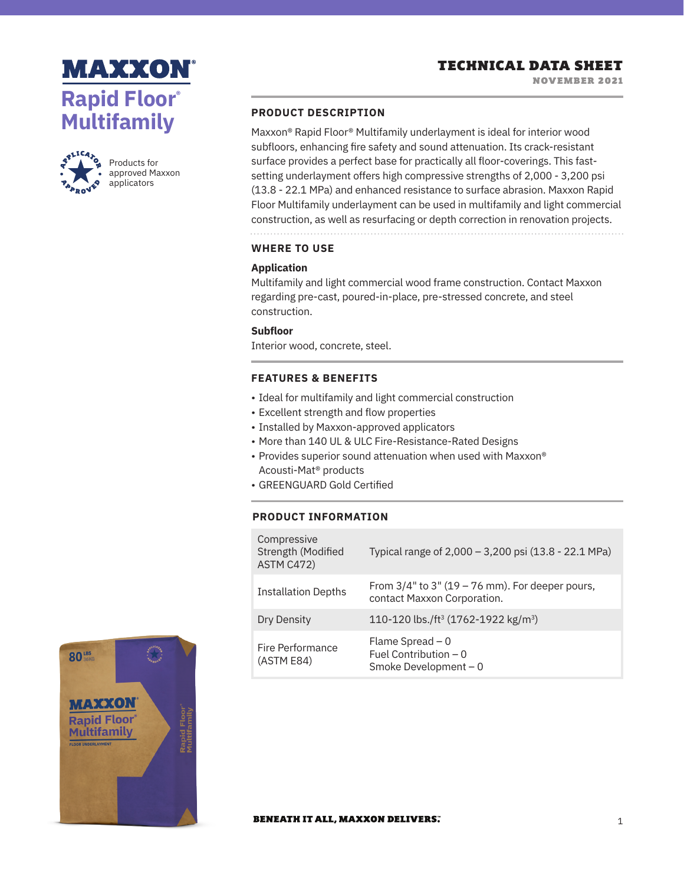# MAXXON®

## Rapid Floor® Multifamily

Products for approved Maxxon applicators

**TECHNICAL DATA SHEET**
NOVEMBER 2021

### PRODUCT DESCRIPTION

Maxxon® Rapid Floor® Multifamily underlayment is ideal for interior wood subfloors, enhancing fire safety and sound attenuation. Its crack-resistant surface provides a perfect base for practically all floor-coverings. This fast-setting underlayment offers high compressive strengths of 2,000 - 3,200 psi (13.8 - 22.1 MPa) and enhanced resistance to surface abrasion. Maxxon Rapid Floor Multifamily underlayment can be used in multifamily and light commercial construction, as well as resurfacing or depth correction in renovation projects.

### WHERE TO USE

**Application**

Multifamily and light commercial wood frame construction. Contact Maxxon regarding pre-cast, poured-in-place, pre-stressed concrete, and steel construction.

**Subfloor**

Interior wood, concrete, steel.

### FEATURES & BENEFITS

- Ideal for multifamily and light commercial construction
- Excellent strength and flow properties
- Installed by Maxxon-approved applicators
- More than 140 UL & ULC Fire-Resistance-Rated Designs
- Provides superior sound attenuation when used with Maxxon® Acousti-Mat® products
- GREENGUARD Gold Certified

### PRODUCT INFORMATION

| | |
|---|---|
| Compressive Strength (Modified ASTM C472) | Typical range of 2,000 – 3,200 psi (13.8 - 22.1 MPa) |
| Installation Depths | From 3/4" to 3" (19 – 76 mm). For deeper pours, contact Maxxon Corporation. |
| Dry Density | 110-120 lbs./ft³ (1762-1922 kg/m³) |
| Fire Performance (ASTM E84) | Flame Spread – 0<br>Fuel Contribution – 0<br>Smoke Development – 0 |

**BENEATH IT ALL, MAXXON DELIVERS.**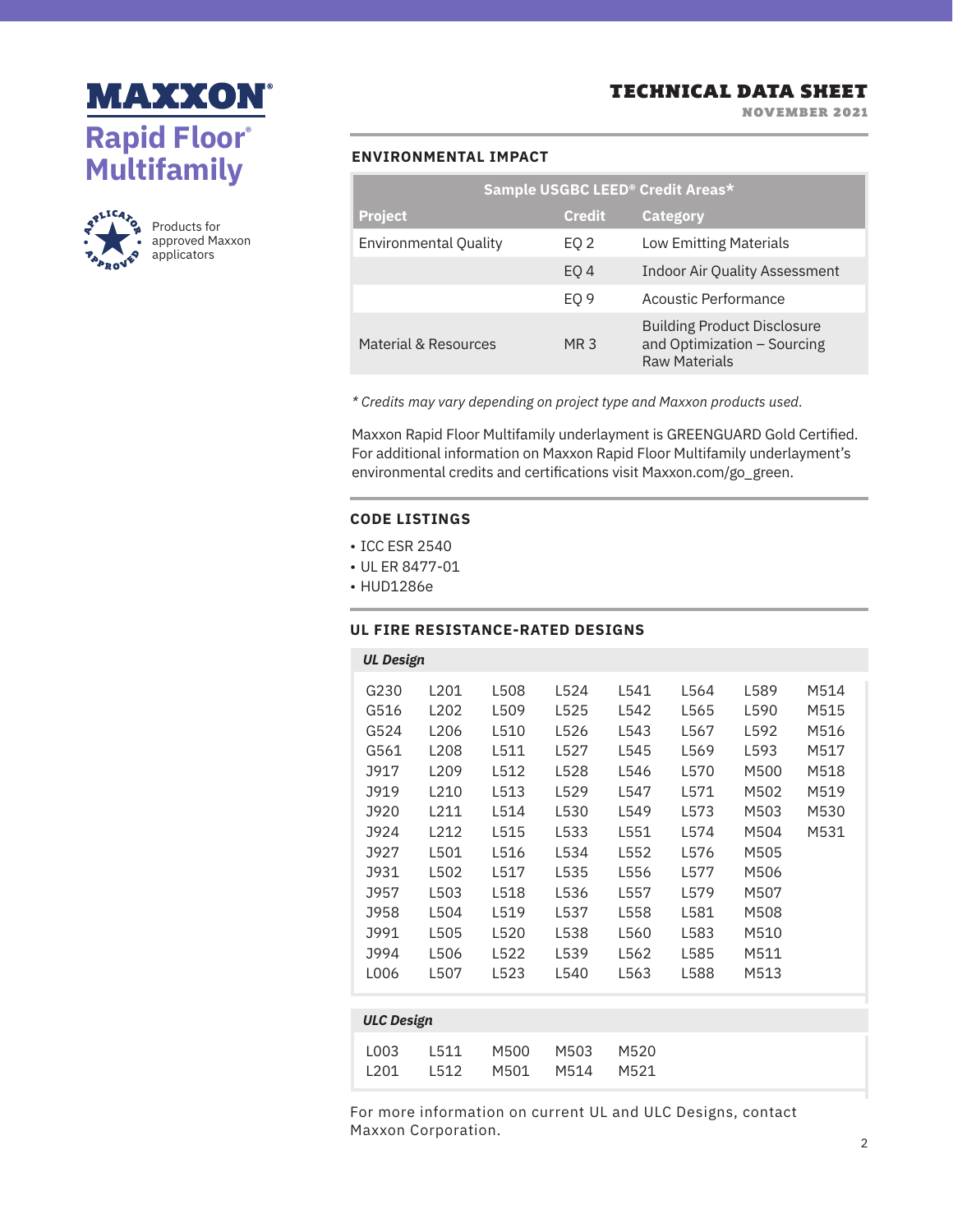# MAXXON®

## Rapid Floor® Multifamily

Products for approved Maxxon applicators

**TECHNICAL DATA SHEET**
**NOVEMBER 2021**

### ENVIRONMENTAL IMPACT

| Sample USGBC LEED® Credit Areas* | | |
|---|---|---|
| **Project** | **Credit** | **Category** |
| Environmental Quality | EQ 2 | Low Emitting Materials |
| | EQ 4 | Indoor Air Quality Assessment |
| | EQ 9 | Acoustic Performance |
| Material & Resources | MR 3 | Building Product Disclosure and Optimization – Sourcing Raw Materials |

*\* Credits may vary depending on project type and Maxxon products used.*

Maxxon Rapid Floor Multifamily underlayment is GREENGUARD Gold Certified. For additional information on Maxxon Rapid Floor Multifamily underlayment's environmental credits and certifications visit Maxxon.com/go_green.

### CODE LISTINGS

- ICC ESR 2540
- UL ER 8477-01
- HUD1286e

### UL FIRE RESISTANCE-RATED DESIGNS

***UL Design***

| | | | | | | | |
|---|---|---|---|---|---|---|---|
| G230 | L201 | L508 | L524 | L541 | L564 | L589 | M514 |
| G516 | L202 | L509 | L525 | L542 | L565 | L590 | M515 |
| G524 | L206 | L510 | L526 | L543 | L567 | L592 | M516 |
| G561 | L208 | L511 | L527 | L545 | L569 | L593 | M517 |
| J917 | L209 | L512 | L528 | L546 | L570 | M500 | M518 |
| J919 | L210 | L513 | L529 | L547 | L571 | M502 | M519 |
| J920 | L211 | L514 | L530 | L549 | L573 | M503 | M530 |
| J924 | L212 | L515 | L533 | L551 | L574 | M504 | M531 |
| J927 | L501 | L516 | L534 | L552 | L576 | M505 | |
| J931 | L502 | L517 | L535 | L556 | L577 | M506 | |
| J957 | L503 | L518 | L536 | L557 | L579 | M507 | |
| J958 | L504 | L519 | L537 | L558 | L581 | M508 | |
| J991 | L505 | L520 | L538 | L560 | L583 | M510 | |
| J994 | L506 | L522 | L539 | L562 | L585 | M511 | |
| L006 | L507 | L523 | L540 | L563 | L588 | M513 | |

***ULC Design***

| | | | | |
|---|---|---|---|---|
| L003 | L511 | M500 | M503 | M520 |
| L201 | L512 | M501 | M514 | M521 |

For more information on current UL and ULC Designs, contact Maxxon Corporation.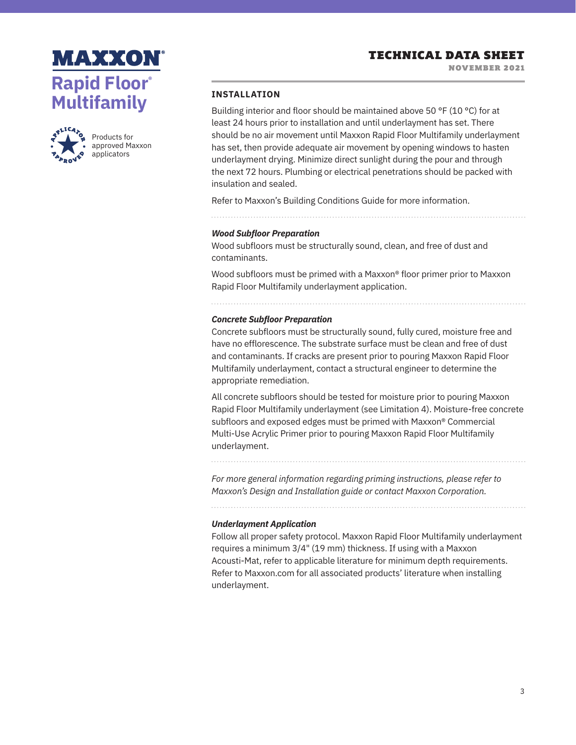## INSTALLATION

Building interior and floor should be maintained above 50 °F (10 °C) for at least 24 hours prior to installation and until underlayment has set. There should be no air movement until Maxxon Rapid Floor Multifamily underlayment has set, then provide adequate air movement by opening windows to hasten underlayment drying. Minimize direct sunlight during the pour and through the next 72 hours. Plumbing or electrical penetrations should be packed with insulation and sealed.

Refer to Maxxon's Building Conditions Guide for more information.

### *Wood Subfloor Preparation*

Wood subfloors must be structurally sound, clean, and free of dust and contaminants.

Wood subfloors must be primed with a Maxxon® floor primer prior to Maxxon Rapid Floor Multifamily underlayment application.

### *Concrete Subfloor Preparation*

Concrete subfloors must be structurally sound, fully cured, moisture free and have no efflorescence. The substrate surface must be clean and free of dust and contaminants. If cracks are present prior to pouring Maxxon Rapid Floor Multifamily underlayment, contact a structural engineer to determine the appropriate remediation.

All concrete subfloors should be tested for moisture prior to pouring Maxxon Rapid Floor Multifamily underlayment (see Limitation 4). Moisture-free concrete subfloors and exposed edges must be primed with Maxxon® Commercial Multi-Use Acrylic Primer prior to pouring Maxxon Rapid Floor Multifamily underlayment.

*For more general information regarding priming instructions, please refer to Maxxon's Design and Installation guide or contact Maxxon Corporation.*

### *Underlayment Application*

Follow all proper safety protocol. Maxxon Rapid Floor Multifamily underlayment requires a minimum 3/4" (19 mm) thickness. If using with a Maxxon Acousti-Mat, refer to applicable literature for minimum depth requirements. Refer to Maxxon.com for all associated products' literature when installing underlayment.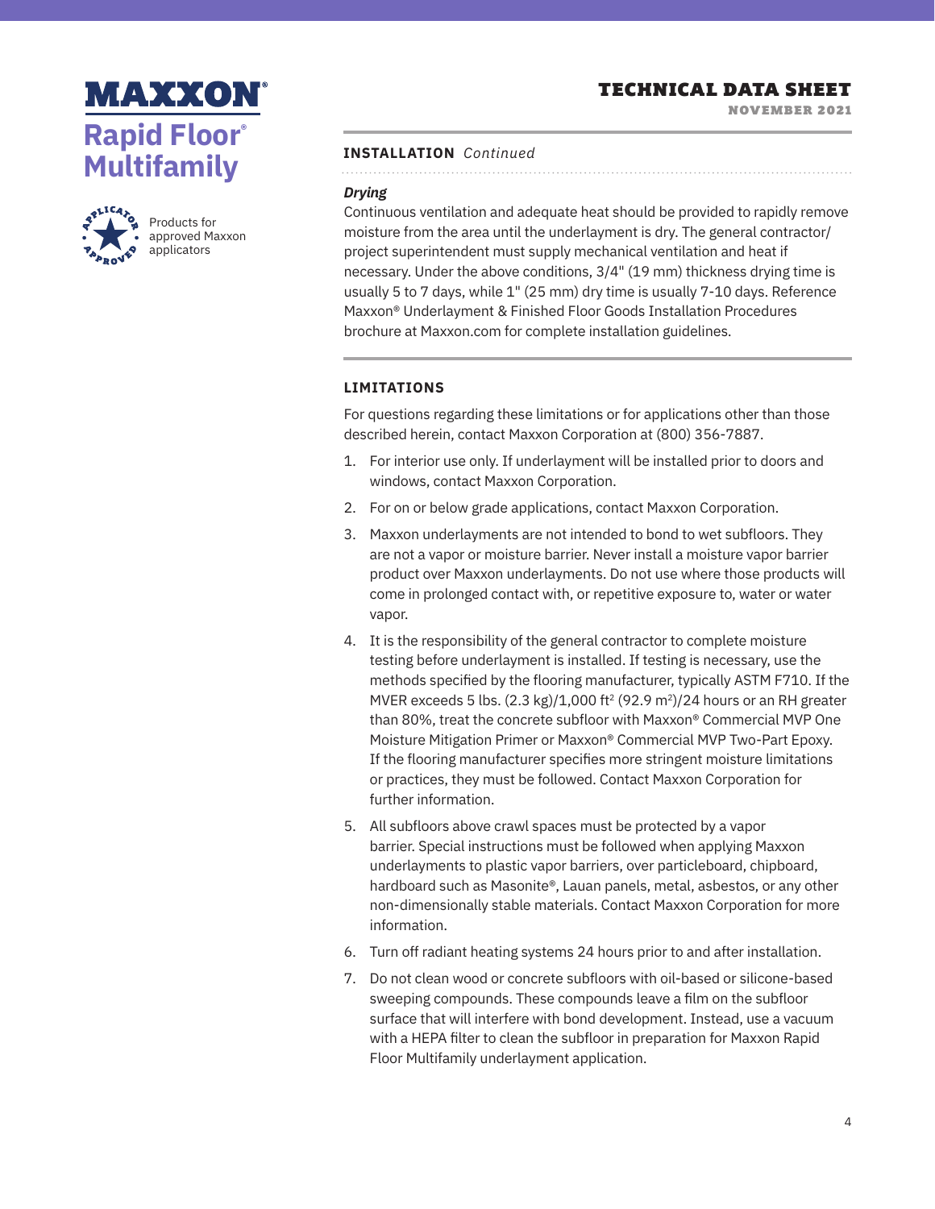## INSTALLATION *Continued*

### *Drying*

Continuous ventilation and adequate heat should be provided to rapidly remove moisture from the area until the underlayment is dry. The general contractor/ project superintendent must supply mechanical ventilation and heat if necessary. Under the above conditions, 3/4" (19 mm) thickness drying time is usually 5 to 7 days, while 1" (25 mm) dry time is usually 7-10 days. Reference Maxxon® Underlayment & Finished Floor Goods Installation Procedures brochure at Maxxon.com for complete installation guidelines.

## LIMITATIONS

For questions regarding these limitations or for applications other than those described herein, contact Maxxon Corporation at (800) 356-7887.

1. For interior use only. If underlayment will be installed prior to doors and windows, contact Maxxon Corporation.
2. For on or below grade applications, contact Maxxon Corporation.
3. Maxxon underlayments are not intended to bond to wet subfloors. They are not a vapor or moisture barrier. Never install a moisture vapor barrier product over Maxxon underlayments. Do not use where those products will come in prolonged contact with, or repetitive exposure to, water or water vapor.
4. It is the responsibility of the general contractor to complete moisture testing before underlayment is installed. If testing is necessary, use the methods specified by the flooring manufacturer, typically ASTM F710. If the MVER exceeds 5 lbs. (2.3 kg)/1,000 $ft^2$ (92.9 $m^2$)/24 hours or an RH greater than 80%, treat the concrete subfloor with Maxxon® Commercial MVP One Moisture Mitigation Primer or Maxxon® Commercial MVP Two-Part Epoxy. If the flooring manufacturer specifies more stringent moisture limitations or practices, they must be followed. Contact Maxxon Corporation for further information.
5. All subfloors above crawl spaces must be protected by a vapor barrier. Special instructions must be followed when applying Maxxon underlayments to plastic vapor barriers, over particleboard, chipboard, hardboard such as Masonite®, Lauan panels, metal, asbestos, or any other non-dimensionally stable materials. Contact Maxxon Corporation for more information.
6. Turn off radiant heating systems 24 hours prior to and after installation.
7. Do not clean wood or concrete subfloors with oil-based or silicone-based sweeping compounds. These compounds leave a film on the subfloor surface that will interfere with bond development. Instead, use a vacuum with a HEPA filter to clean the subfloor in preparation for Maxxon Rapid Floor Multifamily underlayment application.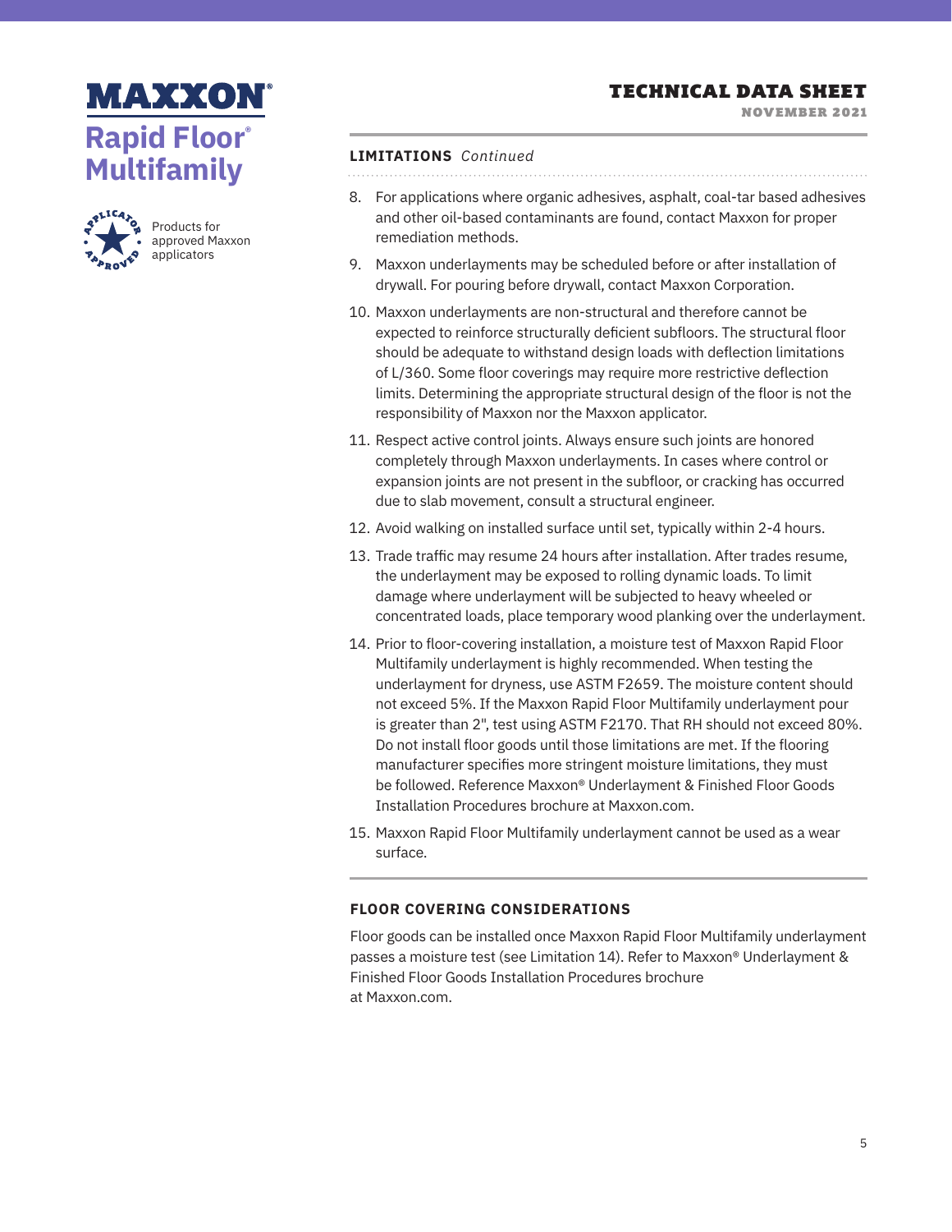# MAXXON®

## Rapid Floor® Multifamily

Products for approved Maxxon applicators

## TECHNICAL DATA SHEET

NOVEMBER 2021

### LIMITATIONS *Continued*

8. For applications where organic adhesives, asphalt, coal-tar based adhesives and other oil-based contaminants are found, contact Maxxon for proper remediation methods.
9. Maxxon underlayments may be scheduled before or after installation of drywall. For pouring before drywall, contact Maxxon Corporation.
10. Maxxon underlayments are non-structural and therefore cannot be expected to reinforce structurally deficient subfloors. The structural floor should be adequate to withstand design loads with deflection limitations of L/360. Some floor coverings may require more restrictive deflection limits. Determining the appropriate structural design of the floor is not the responsibility of Maxxon nor the Maxxon applicator.
11. Respect active control joints. Always ensure such joints are honored completely through Maxxon underlayments. In cases where control or expansion joints are not present in the subfloor, or cracking has occurred due to slab movement, consult a structural engineer.
12. Avoid walking on installed surface until set, typically within 2-4 hours.
13. Trade traffic may resume 24 hours after installation. After trades resume, the underlayment may be exposed to rolling dynamic loads. To limit damage where underlayment will be subjected to heavy wheeled or concentrated loads, place temporary wood planking over the underlayment.
14. Prior to floor-covering installation, a moisture test of Maxxon Rapid Floor Multifamily underlayment is highly recommended. When testing the underlayment for dryness, use ASTM F2659. The moisture content should not exceed 5%. If the Maxxon Rapid Floor Multifamily underlayment pour is greater than 2", test using ASTM F2170. That RH should not exceed 80%. Do not install floor goods until those limitations are met. If the flooring manufacturer specifies more stringent moisture limitations, they must be followed. Reference Maxxon® Underlayment & Finished Floor Goods Installation Procedures brochure at Maxxon.com.
15. Maxxon Rapid Floor Multifamily underlayment cannot be used as a wear surface.

### FLOOR COVERING CONSIDERATIONS

Floor goods can be installed once Maxxon Rapid Floor Multifamily underlayment passes a moisture test (see Limitation 14). Refer to Maxxon® Underlayment & Finished Floor Goods Installation Procedures brochure at Maxxon.com.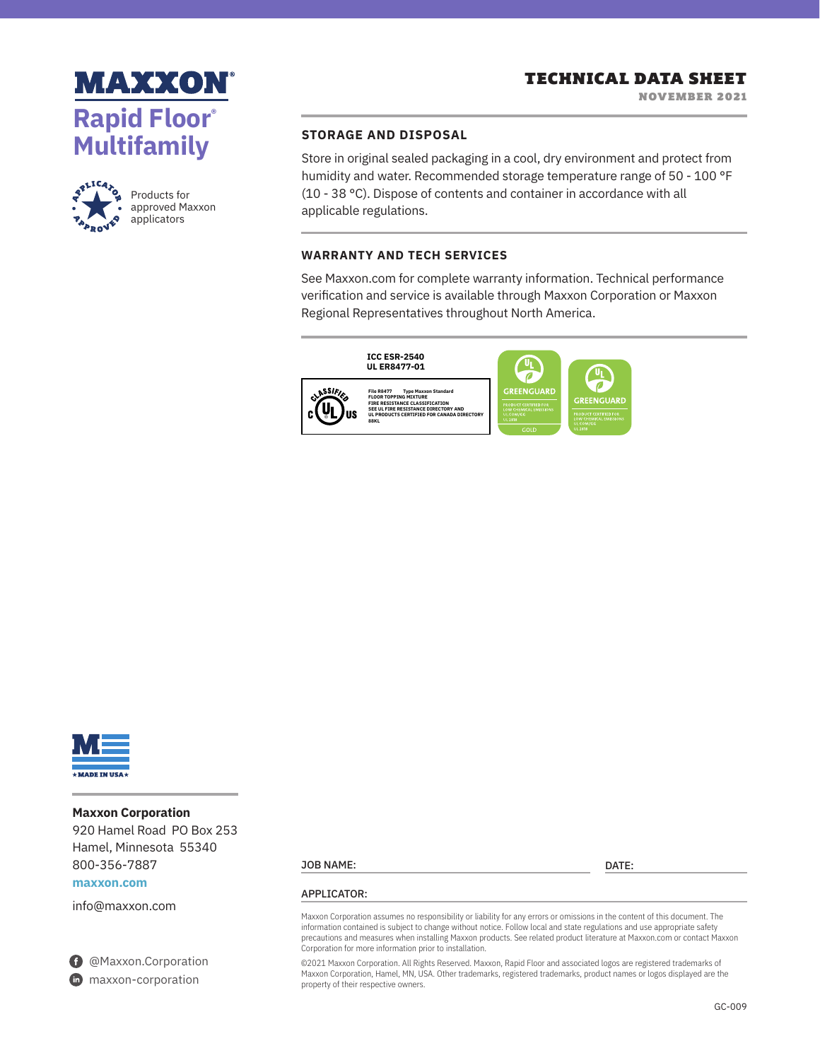# MAXXON

## Rapid Floor® Multifamily

Products for approved Maxxon applicators

**TECHNICAL DATA SHEET**

**NOVEMBER 2021**

### STORAGE AND DISPOSAL

Store in original sealed packaging in a cool, dry environment and protect from humidity and water. Recommended storage temperature range of 50 - 100 °F (10 - 38 °C). Dispose of contents and container in accordance with all applicable regulations.

### WARRANTY AND TECH SERVICES

See Maxxon.com for complete warranty information. Technical performance verification and service is available through Maxxon Corporation or Maxxon Regional Representatives throughout North America.

**ICC ESR-2540**
**UL ER8477-01**

File R8477 Type Maxxon Standard
FLOOR TOPPING MIXTURE
FIRE RESISTANCE CLASSIFICATION
SEE UL FIRE RESISTANCE DIRECTORY AND
UL PRODUCTS CERTIFIED FOR CANADA DIRECTORY
88KL

GREENGUARD GOLD

GREENGUARD

**Maxxon Corporation**
920 Hamel Road PO Box 253
Hamel, Minnesota 55340
800-356-7887
**maxxon.com**
info@maxxon.com

@Maxxon.Corporation
maxxon-corporation

JOB NAME: DATE:

APPLICATOR:

Maxxon Corporation assumes no responsibility or liability for any errors or omissions in the content of this document. The information contained is subject to change without notice. Follow local and state regulations and use appropriate safety precautions and measures when installing Maxxon products. See related product literature at Maxxon.com or contact Maxxon Corporation for more information prior to installation.

©2021 Maxxon Corporation. All Rights Reserved. Maxxon, Rapid Floor and associated logos are registered trademarks of Maxxon Corporation, Hamel, MN, USA. Other trademarks, registered trademarks, product names or logos displayed are the property of their respective owners.

GC-009